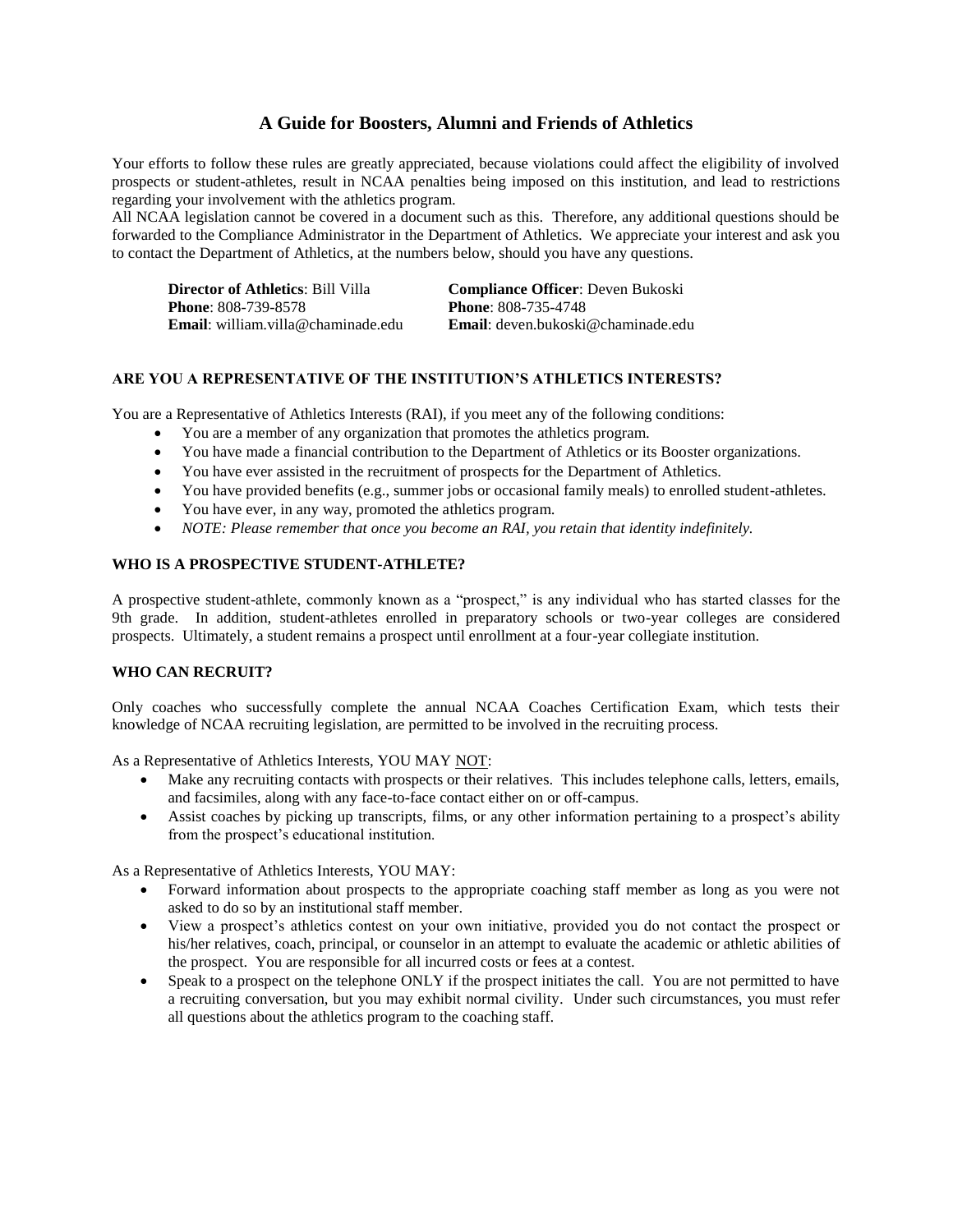# A Guide for Boosters, Alumni and Friends of Athletics

Your efforts to follow these rules are greatly appreciated, because violations could affect the eligibility of involved prospects or student-athletes, result in NCAA penalties being imposed on this institution, and lead to restrictions regarding your involvement with the athletics program.

All NCAA legislation cannot be covered in a document such as this. Therefore, any additional questions should be forwarded to the Compliance Administrator in the Department of Athletics. We appreciate your interest and ask you to contact the Department of Athletics, at the numbers below, should you have any questions.

**Director of Athletics**: Bill Villa
**Phone**: 808-739-8578
**Email**: william.villa@chaminade.edu

**Compliance Officer**: Deven Bukoski
**Phone**: 808-735-4748
**Email**: deven.bukoski@chaminade.edu

## ARE YOU A REPRESENTATIVE OF THE INSTITUTION'S ATHLETICS INTERESTS?

You are a Representative of Athletics Interests (RAI), if you meet any of the following conditions:

- You are a member of any organization that promotes the athletics program.
- You have made a financial contribution to the Department of Athletics or its Booster organizations.
- You have ever assisted in the recruitment of prospects for the Department of Athletics.
- You have provided benefits (e.g., summer jobs or occasional family meals) to enrolled student-athletes.
- You have ever, in any way, promoted the athletics program.
- *NOTE: Please remember that once you become an RAI, you retain that identity indefinitely.*

## WHO IS A PROSPECTIVE STUDENT-ATHLETE?

A prospective student-athlete, commonly known as a "prospect," is any individual who has started classes for the 9th grade. In addition, student-athletes enrolled in preparatory schools or two-year colleges are considered prospects. Ultimately, a student remains a prospect until enrollment at a four-year collegiate institution.

## WHO CAN RECRUIT?

Only coaches who successfully complete the annual NCAA Coaches Certification Exam, which tests their knowledge of NCAA recruiting legislation, are permitted to be involved in the recruiting process.

As a Representative of Athletics Interests, YOU MAY NOT:

- Make any recruiting contacts with prospects or their relatives. This includes telephone calls, letters, emails, and facsimiles, along with any face-to-face contact either on or off-campus.
- Assist coaches by picking up transcripts, films, or any other information pertaining to a prospect's ability from the prospect's educational institution.

As a Representative of Athletics Interests, YOU MAY:

- Forward information about prospects to the appropriate coaching staff member as long as you were not asked to do so by an institutional staff member.
- View a prospect's athletics contest on your own initiative, provided you do not contact the prospect or his/her relatives, coach, principal, or counselor in an attempt to evaluate the academic or athletic abilities of the prospect. You are responsible for all incurred costs or fees at a contest.
- Speak to a prospect on the telephone ONLY if the prospect initiates the call. You are not permitted to have a recruiting conversation, but you may exhibit normal civility. Under such circumstances, you must refer all questions about the athletics program to the coaching staff.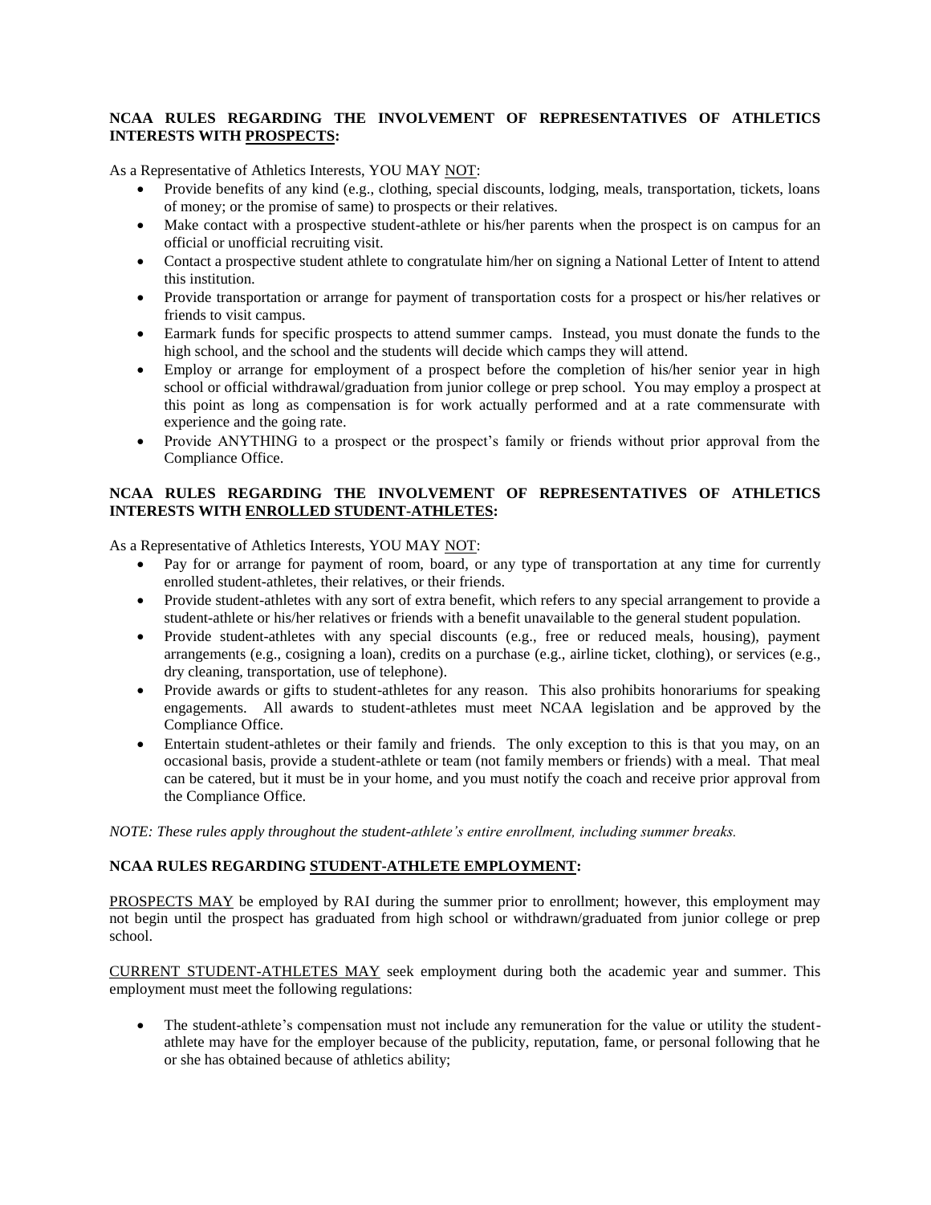**NCAA RULES REGARDING THE INVOLVEMENT OF REPRESENTATIVES OF ATHLETICS INTERESTS WITH PROSPECTS:**

As a Representative of Athletics Interests, YOU MAY NOT:

- Provide benefits of any kind (e.g., clothing, special discounts, lodging, meals, transportation, tickets, loans of money; or the promise of same) to prospects or their relatives.
- Make contact with a prospective student-athlete or his/her parents when the prospect is on campus for an official or unofficial recruiting visit.
- Contact a prospective student athlete to congratulate him/her on signing a National Letter of Intent to attend this institution.
- Provide transportation or arrange for payment of transportation costs for a prospect or his/her relatives or friends to visit campus.
- Earmark funds for specific prospects to attend summer camps. Instead, you must donate the funds to the high school, and the school and the students will decide which camps they will attend.
- Employ or arrange for employment of a prospect before the completion of his/her senior year in high school or official withdrawal/graduation from junior college or prep school. You may employ a prospect at this point as long as compensation is for work actually performed and at a rate commensurate with experience and the going rate.
- Provide ANYTHING to a prospect or the prospect's family or friends without prior approval from the Compliance Office.

**NCAA RULES REGARDING THE INVOLVEMENT OF REPRESENTATIVES OF ATHLETICS INTERESTS WITH ENROLLED STUDENT-ATHLETES:**

As a Representative of Athletics Interests, YOU MAY NOT:

- Pay for or arrange for payment of room, board, or any type of transportation at any time for currently enrolled student-athletes, their relatives, or their friends.
- Provide student-athletes with any sort of extra benefit, which refers to any special arrangement to provide a student-athlete or his/her relatives or friends with a benefit unavailable to the general student population.
- Provide student-athletes with any special discounts (e.g., free or reduced meals, housing), payment arrangements (e.g., cosigning a loan), credits on a purchase (e.g., airline ticket, clothing), or services (e.g., dry cleaning, transportation, use of telephone).
- Provide awards or gifts to student-athletes for any reason. This also prohibits honorariums for speaking engagements. All awards to student-athletes must meet NCAA legislation and be approved by the Compliance Office.
- Entertain student-athletes or their family and friends. The only exception to this is that you may, on an occasional basis, provide a student-athlete or team (not family members or friends) with a meal. That meal can be catered, but it must be in your home, and you must notify the coach and receive prior approval from the Compliance Office.

*NOTE: These rules apply throughout the student-athlete's entire enrollment, including summer breaks.*

**NCAA RULES REGARDING STUDENT-ATHLETE EMPLOYMENT:**

PROSPECTS MAY be employed by RAI during the summer prior to enrollment; however, this employment may not begin until the prospect has graduated from high school or withdrawn/graduated from junior college or prep school.

CURRENT STUDENT-ATHLETES MAY seek employment during both the academic year and summer. This employment must meet the following regulations:

- The student-athlete's compensation must not include any remuneration for the value or utility the student-athlete may have for the employer because of the publicity, reputation, fame, or personal following that he or she has obtained because of athletics ability;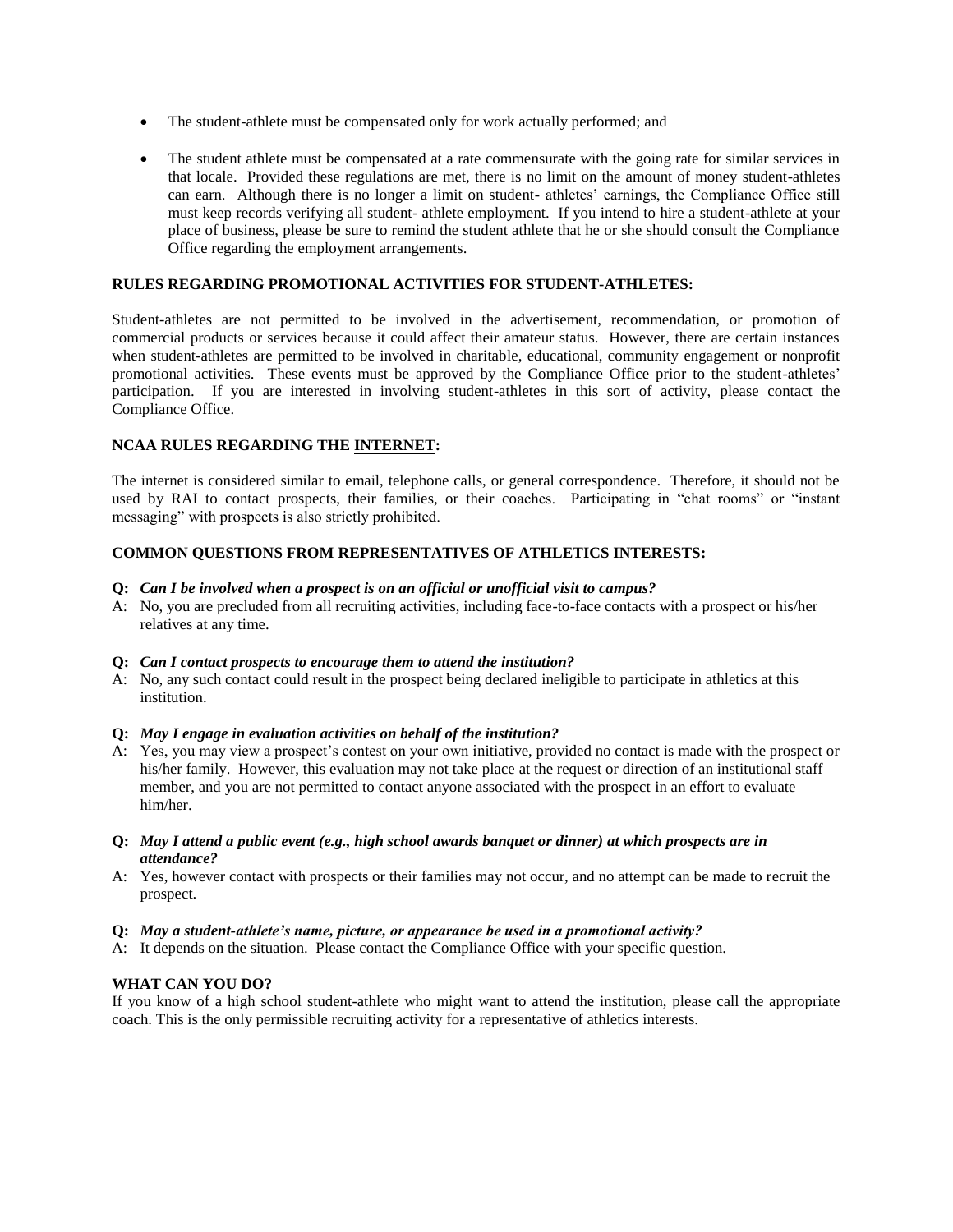- The student-athlete must be compensated only for work actually performed; and
- The student athlete must be compensated at a rate commensurate with the going rate for similar services in that locale. Provided these regulations are met, there is no limit on the amount of money student-athletes can earn. Although there is no longer a limit on student- athletes' earnings, the Compliance Office still must keep records verifying all student- athlete employment. If you intend to hire a student-athlete at your place of business, please be sure to remind the student athlete that he or she should consult the Compliance Office regarding the employment arrangements.

**RULES REGARDING <u>PROMOTIONAL ACTIVITIES</u> FOR STUDENT-ATHLETES:**

Student-athletes are not permitted to be involved in the advertisement, recommendation, or promotion of commercial products or services because it could affect their amateur status. However, there are certain instances when student-athletes are permitted to be involved in charitable, educational, community engagement or nonprofit promotional activities. These events must be approved by the Compliance Office prior to the student-athletes' participation. If you are interested in involving student-athletes in this sort of activity, please contact the Compliance Office.

**NCAA RULES REGARDING THE <u>INTERNET</u>:**

The internet is considered similar to email, telephone calls, or general correspondence. Therefore, it should not be used by RAI to contact prospects, their families, or their coaches. Participating in "chat rooms" or "instant messaging" with prospects is also strictly prohibited.

**COMMON QUESTIONS FROM REPRESENTATIVES OF ATHLETICS INTERESTS:**

**Q:** ***Can I be involved when a prospect is on an official or unofficial visit to campus?***
A: No, you are precluded from all recruiting activities, including face-to-face contacts with a prospect or his/her relatives at any time.

**Q:** ***Can I contact prospects to encourage them to attend the institution?***
A: No, any such contact could result in the prospect being declared ineligible to participate in athletics at this institution.

**Q:** ***May I engage in evaluation activities on behalf of the institution?***
A: Yes, you may view a prospect's contest on your own initiative, provided no contact is made with the prospect or his/her family. However, this evaluation may not take place at the request or direction of an institutional staff member, and you are not permitted to contact anyone associated with the prospect in an effort to evaluate him/her.

**Q:** ***May I attend a public event (e.g., high school awards banquet or dinner) at which prospects are in attendance?***
A: Yes, however contact with prospects or their families may not occur, and no attempt can be made to recruit the prospect.

**Q:** ***May a student-athlete's name, picture, or appearance be used in a promotional activity?***
A: It depends on the situation. Please contact the Compliance Office with your specific question.

**WHAT CAN YOU DO?**

If you know of a high school student-athlete who might want to attend the institution, please call the appropriate coach. This is the only permissible recruiting activity for a representative of athletics interests.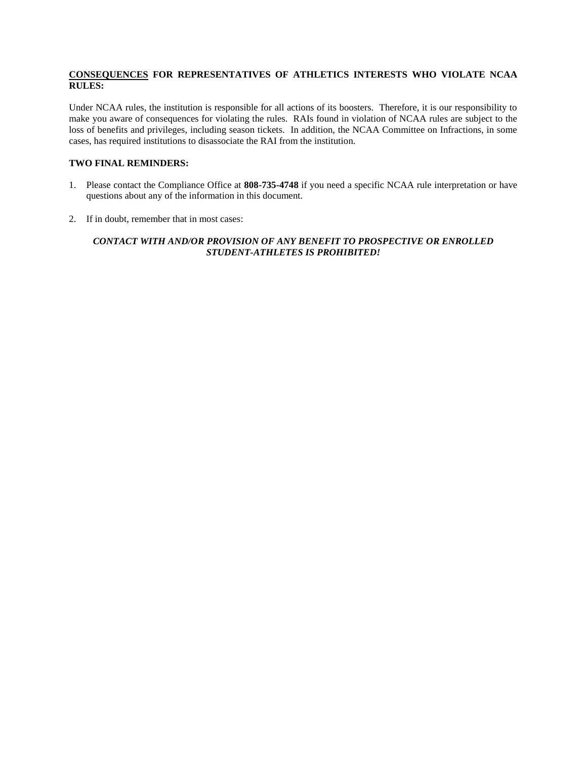**<u>CONSEQUENCES</u> FOR REPRESENTATIVES OF ATHLETICS INTERESTS WHO VIOLATE NCAA RULES:**

Under NCAA rules, the institution is responsible for all actions of its boosters. Therefore, it is our responsibility to make you aware of consequences for violating the rules. RAIs found in violation of NCAA rules are subject to the loss of benefits and privileges, including season tickets. In addition, the NCAA Committee on Infractions, in some cases, has required institutions to disassociate the RAI from the institution.

**TWO FINAL REMINDERS:**

1. Please contact the Compliance Office at **808-735-4748** if you need a specific NCAA rule interpretation or have questions about any of the information in this document.

2. If in doubt, remember that in most cases:

***CONTACT WITH AND/OR PROVISION OF ANY BENEFIT TO PROSPECTIVE OR ENROLLED STUDENT-ATHLETES IS PROHIBITED!***